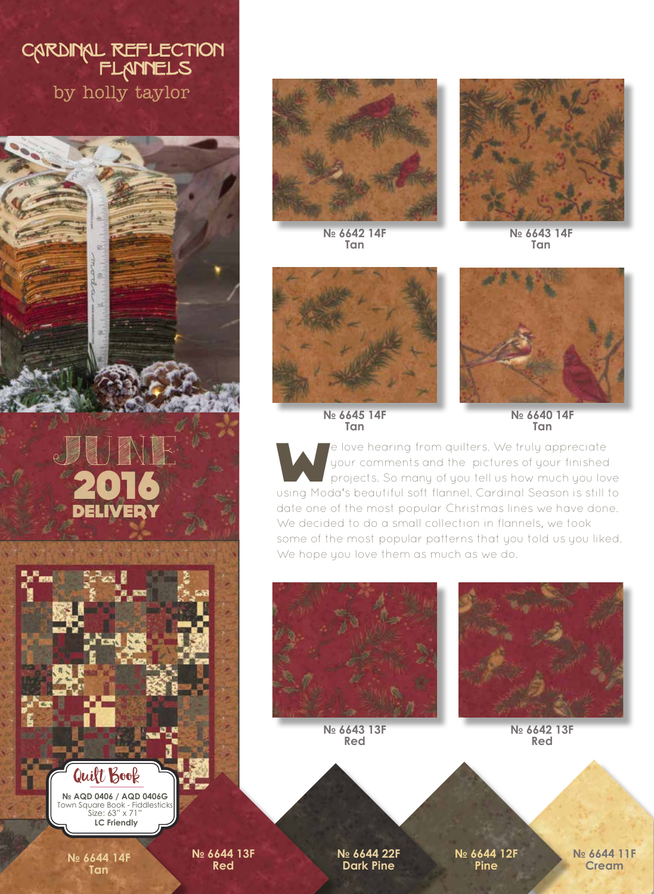# CARDINAL REFLECTION FLANNELS

by holly taylor

№ 6642 14F
Tan

№ 6643 14F
Tan

№ 6645 14F
Tan

№ 6640 14F
Tan

# JUNE 2016 DELIVERY

We love hearing from quilters. We truly appreciate your comments and the pictures of your finished projects. So many of you tell us how much you love using Moda's beautiful soft flannel. Cardinal Season is still to date one of the most popular Christmas lines we have done. We decided to do a small collection in flannels, we took some of the most popular patterns that you told us you liked. We hope you love them as much as we do.

№ 6643 13F
Red

№ 6642 13F
Red

**Quilt Book**

**№ AQD 0406 / AQD 0406G**
Town Square Book - Fiddlesticks
Size: 63" x 71"
**LC Friendly**

№ 6644 14F
Tan

№ 6644 13F
Red

№ 6644 22F
Dark Pine

№ 6644 12F
Pine

№ 6644 11F
Cream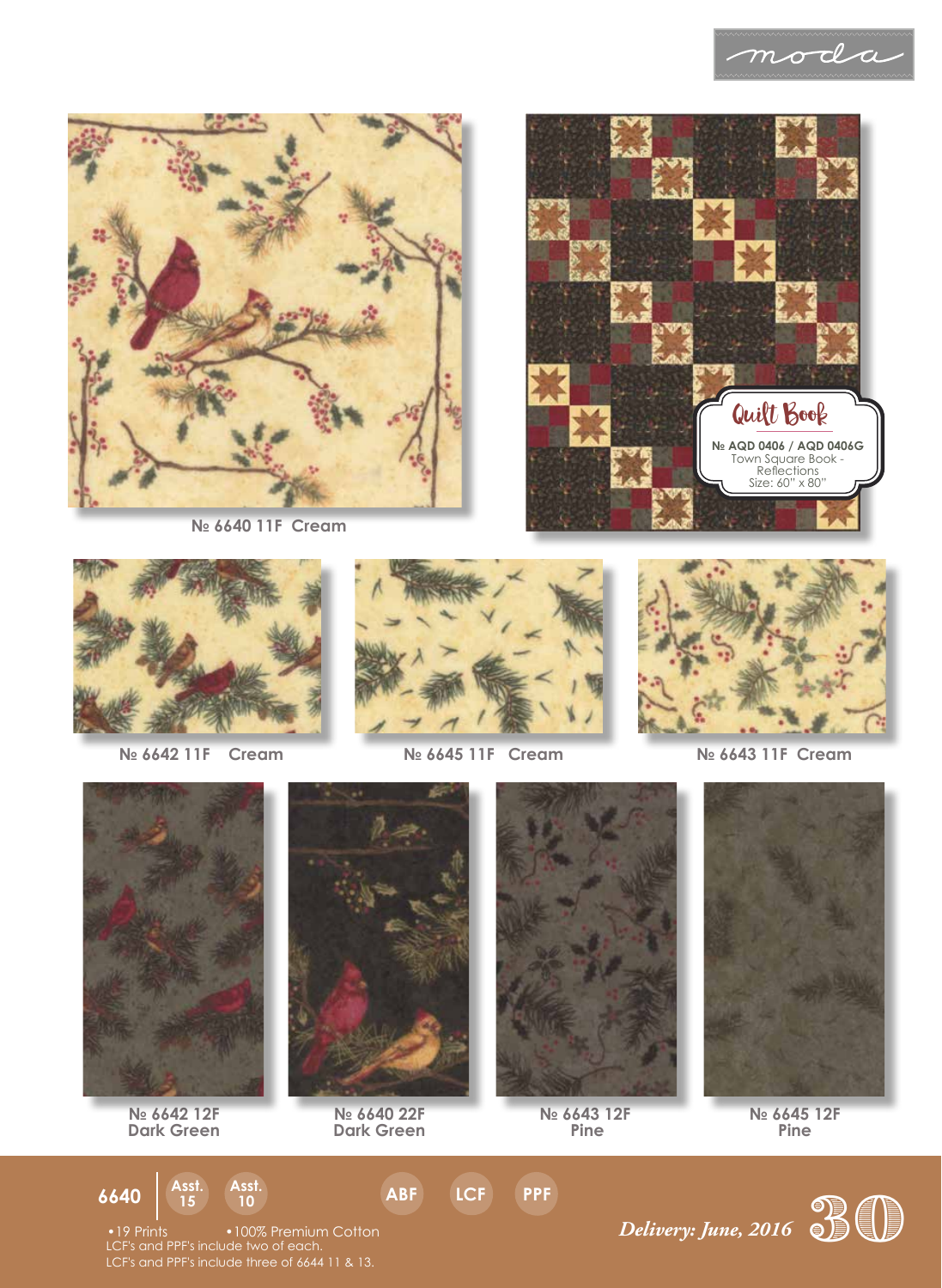moda

№ 6640 11F Cream

**Quilt Book**

№ AQD 0406 / AQD 0406G
Town Square Book - Reflections
Size: 60" x 80"

№ 6642 11F Cream

№ 6645 11F Cream

№ 6643 11F Cream

№ 6642 12F
Dark Green

№ 6640 22F
Dark Green

№ 6643 12F
Pine

№ 6645 12F
Pine

**6640** | Asst. 15 | Asst. 10 | ABF | LCF | PPF

- 19 Prints
- 100% Premium Cotton

LCF's and PPF's include two of each.
LCF's and PPF's include three of 6644 11 & 13.

*Delivery: June, 2016*